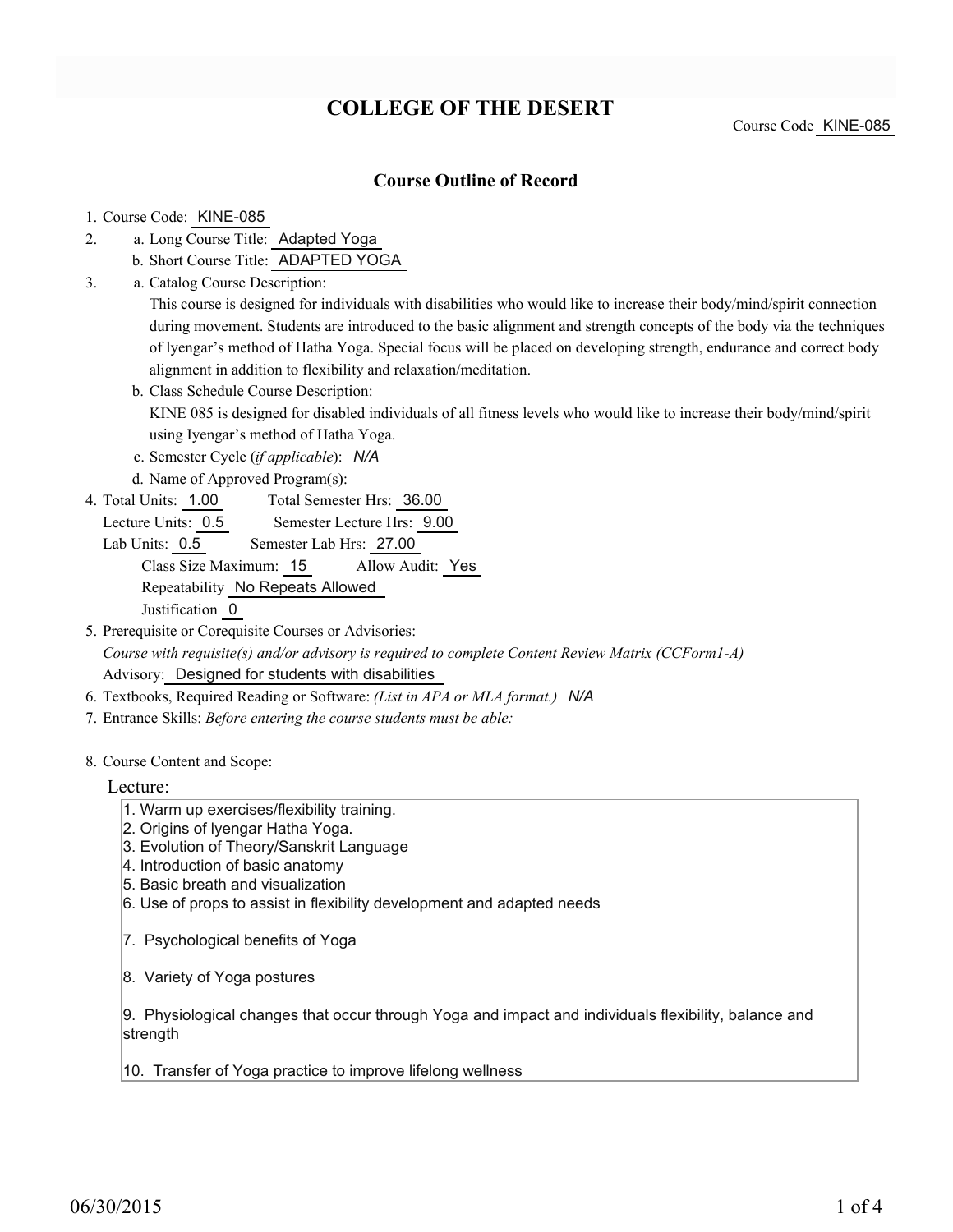# COLLEGE OF THE DESERT

Course Code KINE-085

## Course Outline of Record

1. Course Code: KINE-085
2. a. Long Course Title: Adapted Yoga
   b. Short Course Title: ADAPTED YOGA
3. a. Catalog Course Description:
   This course is designed for individuals with disabilities who would like to increase their body/mind/spirit connection during movement. Students are introduced to the basic alignment and strength concepts of the body via the techniques of lyengar's method of Hatha Yoga. Special focus will be placed on developing strength, endurance and correct body alignment in addition to flexibility and relaxation/meditation.
   b. Class Schedule Course Description:
   KINE 085 is designed for disabled individuals of all fitness levels who would like to increase their body/mind/spirit using Iyengar's method of Hatha Yoga.
   c. Semester Cycle (*if applicable*): *N/A*
   d. Name of Approved Program(s):
4. Total Units: 1.00 Total Semester Hrs: 36.00
   Lecture Units: 0.5 Semester Lecture Hrs: 9.00
   Lab Units: 0.5 Semester Lab Hrs: 27.00
   Class Size Maximum: 15 Allow Audit: Yes
   Repeatability No Repeats Allowed
   Justification 0
5. Prerequisite or Corequisite Courses or Advisories:
   *Course with requisite(s) and/or advisory is required to complete Content Review Matrix (CCForm1-A)*
   Advisory: Designed for students with disabilities
6. Textbooks, Required Reading or Software: *(List in APA or MLA format.)* *N/A*
7. Entrance Skills: *Before entering the course students must be able:*

8. Course Content and Scope:

Lecture:

1. Warm up exercises/flexibility training.
2. Origins of lyengar Hatha Yoga.
3. Evolution of Theory/Sanskrit Language
4. Introduction of basic anatomy
5. Basic breath and visualization
6. Use of props to assist in flexibility development and adapted needs
7. Psychological benefits of Yoga
8. Variety of Yoga postures
9. Physiological changes that occur through Yoga and impact and individuals flexibility, balance and strength
10. Transfer of Yoga practice to improve lifelong wellness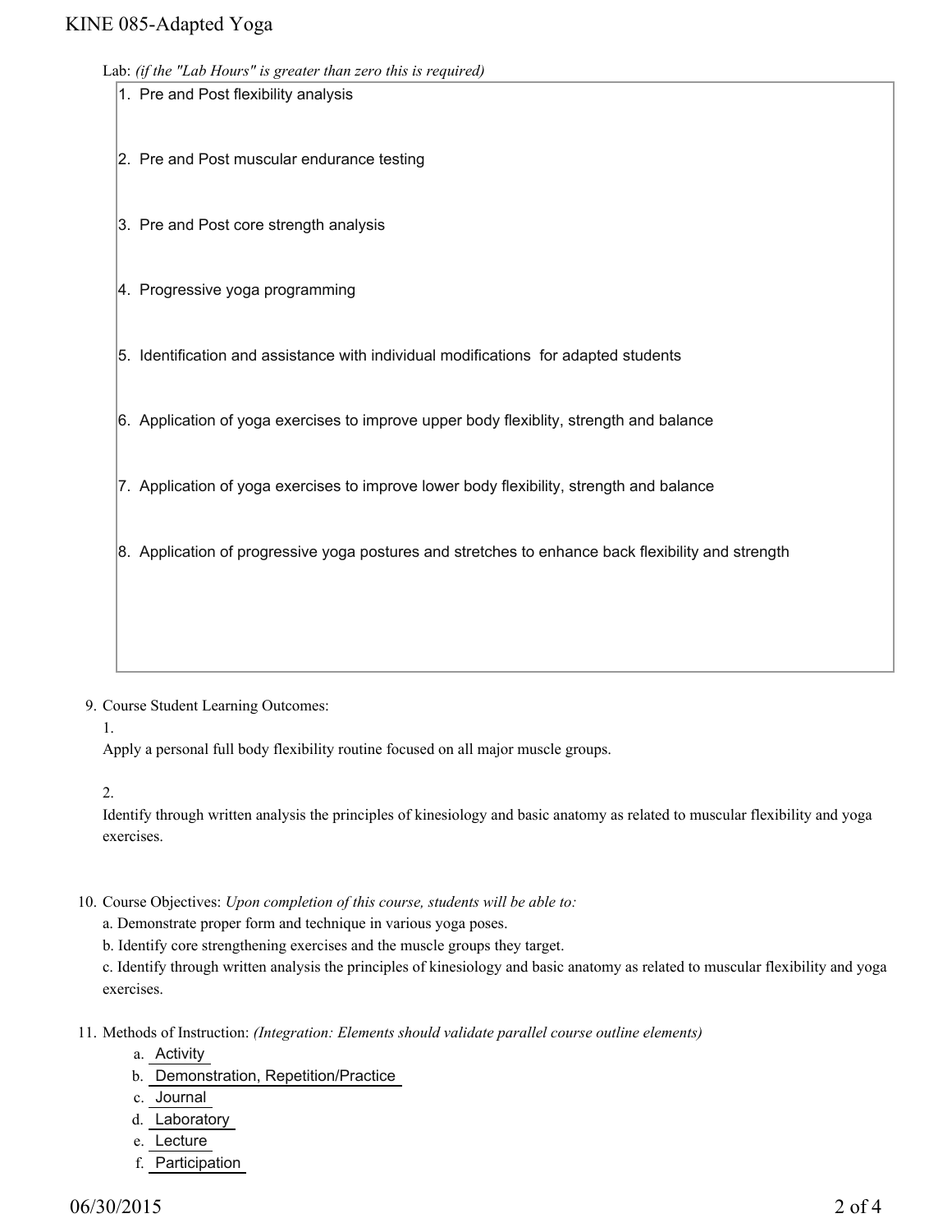Lab: *(if the "Lab Hours" is greater than zero this is required)*

1. Pre and Post flexibility analysis
2. Pre and Post muscular endurance testing
3. Pre and Post core strength analysis
4. Progressive yoga programming
5. Identification and assistance with individual modifications for adapted students
6. Application of yoga exercises to improve upper body flexiblity, strength and balance
7. Application of yoga exercises to improve lower body flexibility, strength and balance
8. Application of progressive yoga postures and stretches to enhance back flexibility and strength

9. Course Student Learning Outcomes:

   1.
   Apply a personal full body flexibility routine focused on all major muscle groups.

   2.
   Identify through written analysis the principles of kinesiology and basic anatomy as related to muscular flexibility and yoga exercises.

10. Course Objectives: *Upon completion of this course, students will be able to:*

    a. Demonstrate proper form and technique in various yoga poses.
    b. Identify core strengthening exercises and the muscle groups they target.
    c. Identify through written analysis the principles of kinesiology and basic anatomy as related to muscular flexibility and yoga exercises.

11. Methods of Instruction: *(Integration: Elements should validate parallel course outline elements)*

    a. Activity
    b. Demonstration, Repetition/Practice
    c. Journal
    d. Laboratory
    e. Lecture
    f. Participation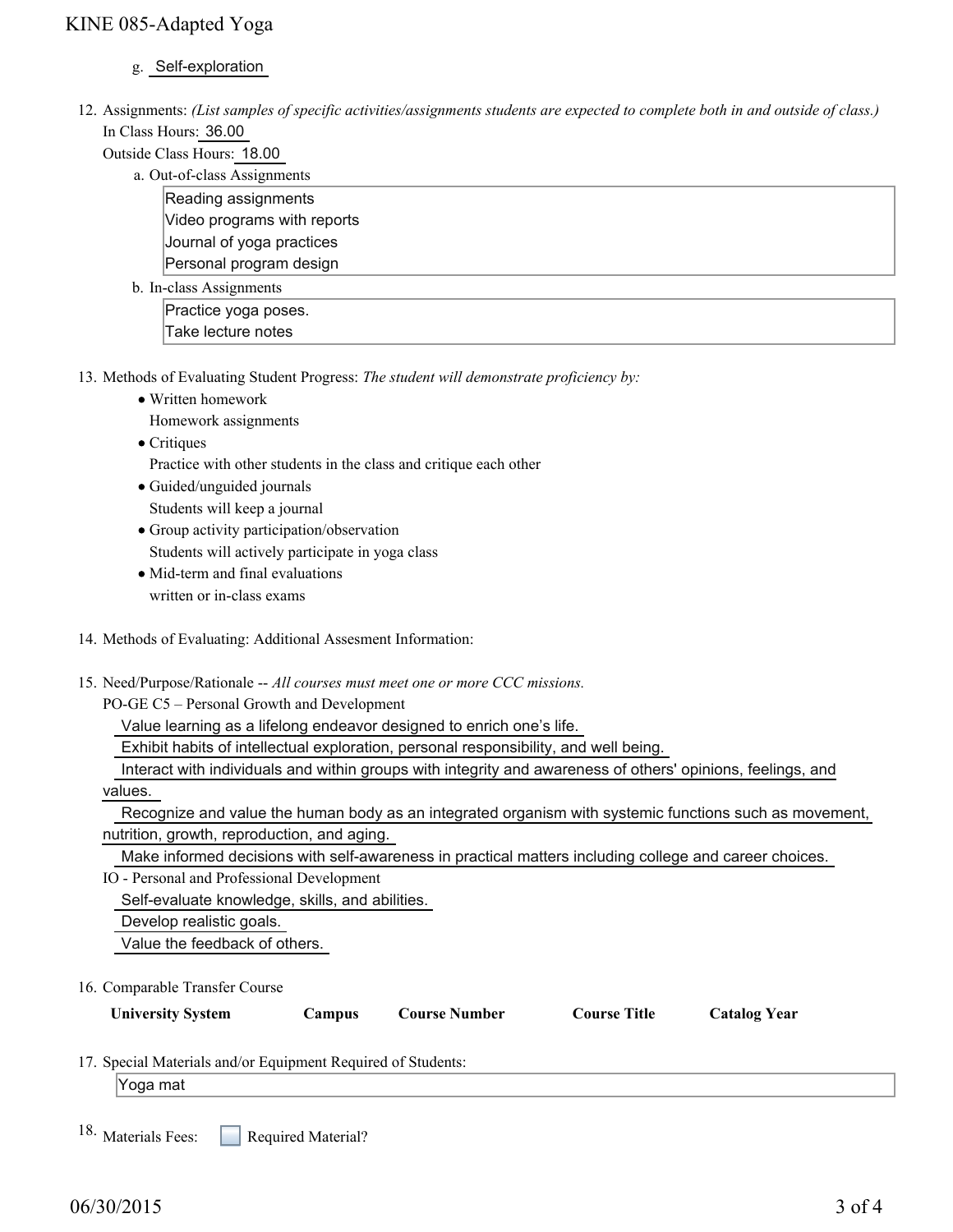g. Self-exploration

12. Assignments: *(List samples of specific activities/assignments students are expected to complete both in and outside of class.)*

    In Class Hours: 36.00

    Outside Class Hours: 18.00

    a. Out-of-class Assignments

       Reading assignments
       Video programs with reports
       Journal of yoga practices
       Personal program design

    b. In-class Assignments

       Practice yoga poses.
       Take lecture notes

13. Methods of Evaluating Student Progress: *The student will demonstrate proficiency by:*

    - Written homework
      Homework assignments
    - Critiques
      Practice with other students in the class and critique each other
    - Guided/unguided journals
      Students will keep a journal
    - Group activity participation/observation
      Students will actively participate in yoga class
    - Mid-term and final evaluations
      written or in-class exams

14. Methods of Evaluating: Additional Assesment Information:

15. Need/Purpose/Rationale -- *All courses must meet one or more CCC missions.*

    PO-GE C5 – Personal Growth and Development

    Value learning as a lifelong endeavor designed to enrich one's life.

    Exhibit habits of intellectual exploration, personal responsibility, and well being.

    Interact with individuals and within groups with integrity and awareness of others' opinions, feelings, and values.

    Recognize and value the human body as an integrated organism with systemic functions such as movement, nutrition, growth, reproduction, and aging.

    Make informed decisions with self-awareness in practical matters including college and career choices.

    IO - Personal and Professional Development

    Self-evaluate knowledge, skills, and abilities.

    Develop realistic goals.

    Value the feedback of others.

16. Comparable Transfer Course

| University System | Campus | Course Number | Course Title | Catalog Year |
| --- | --- | --- | --- | --- |

17. Special Materials and/or Equipment Required of Students:

    Yoga mat

18. Materials Fees: ☐ Required Material?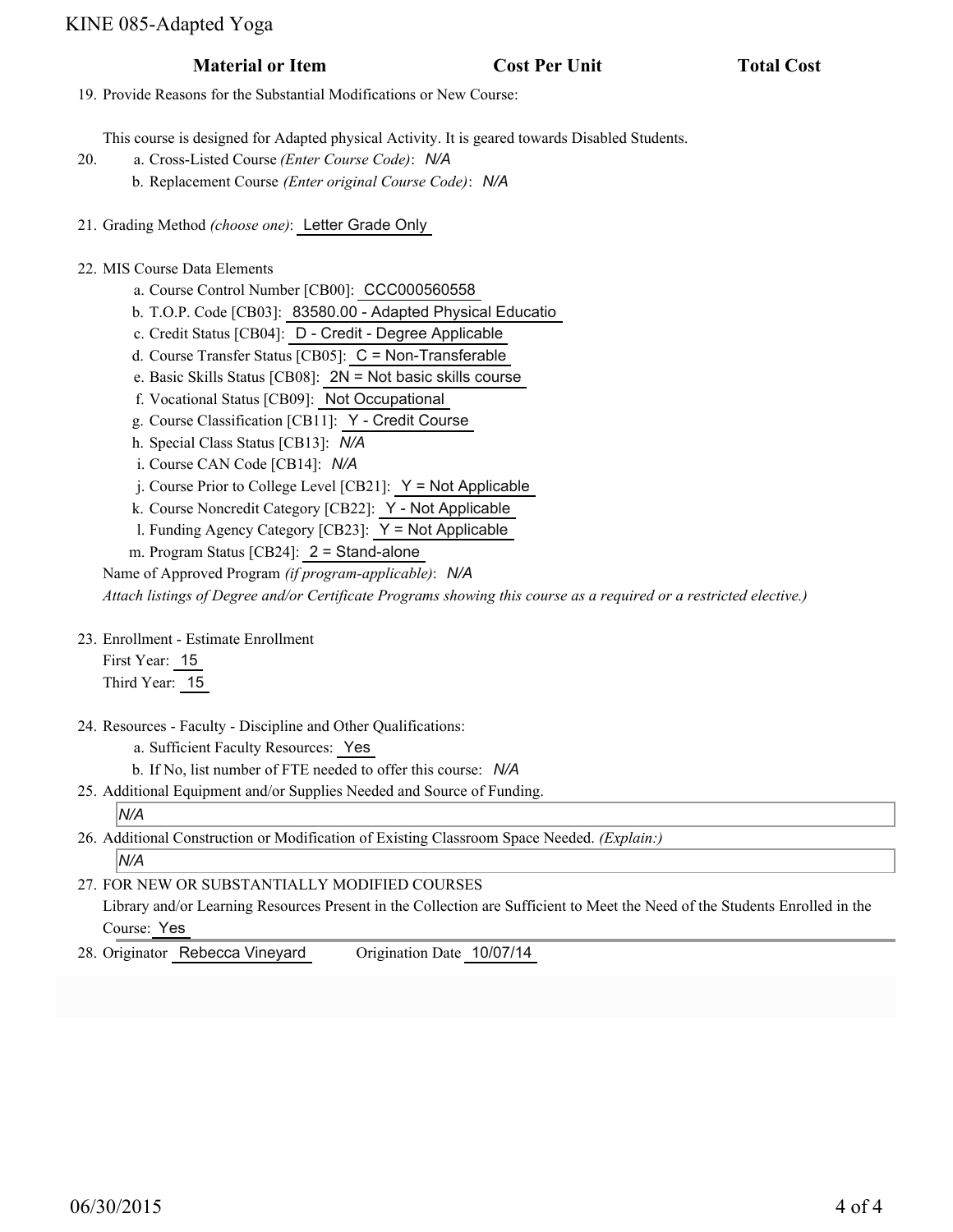KINE 085-Adapted Yoga

| Material or Item | Cost Per Unit | Total Cost |
|---|---|---|

19. Provide Reasons for the Substantial Modifications or New Course:

    This course is designed for Adapted physical Activity. It is geared towards Disabled Students.

20. a. Cross-Listed Course *(Enter Course Code)*: *N/A*
    b. Replacement Course *(Enter original Course Code)*: *N/A*

21. Grading Method *(choose one)*: Letter Grade Only

22. MIS Course Data Elements
    a. Course Control Number [CB00]: CCC000560558
    b. T.O.P. Code [CB03]: 83580.00 - Adapted Physical Educatio
    c. Credit Status [CB04]: D - Credit - Degree Applicable
    d. Course Transfer Status [CB05]: C = Non-Transferable
    e. Basic Skills Status [CB08]: 2N = Not basic skills course
    f. Vocational Status [CB09]: Not Occupational
    g. Course Classification [CB11]: Y - Credit Course
    h. Special Class Status [CB13]: *N/A*
    i. Course CAN Code [CB14]: *N/A*
    j. Course Prior to College Level [CB21]: Y = Not Applicable
    k. Course Noncredit Category [CB22]: Y - Not Applicable
    l. Funding Agency Category [CB23]: Y = Not Applicable
    m. Program Status [CB24]: 2 = Stand-alone

    Name of Approved Program *(if program-applicable)*: *N/A*

    *Attach listings of Degree and/or Certificate Programs showing this course as a required or a restricted elective.)*

23. Enrollment - Estimate Enrollment
    First Year: 15
    Third Year: 15

24. Resources - Faculty - Discipline and Other Qualifications:
    a. Sufficient Faculty Resources: Yes
    b. If No, list number of FTE needed to offer this course: *N/A*

25. Additional Equipment and/or Supplies Needed and Source of Funding.
    *N/A*

26. Additional Construction or Modification of Existing Classroom Space Needed. *(Explain:)*
    *N/A*

27. FOR NEW OR SUBSTANTIALLY MODIFIED COURSES
    Library and/or Learning Resources Present in the Collection are Sufficient to Meet the Need of the Students Enrolled in the Course: Yes

28. Originator Rebecca Vineyard    Origination Date 10/07/14